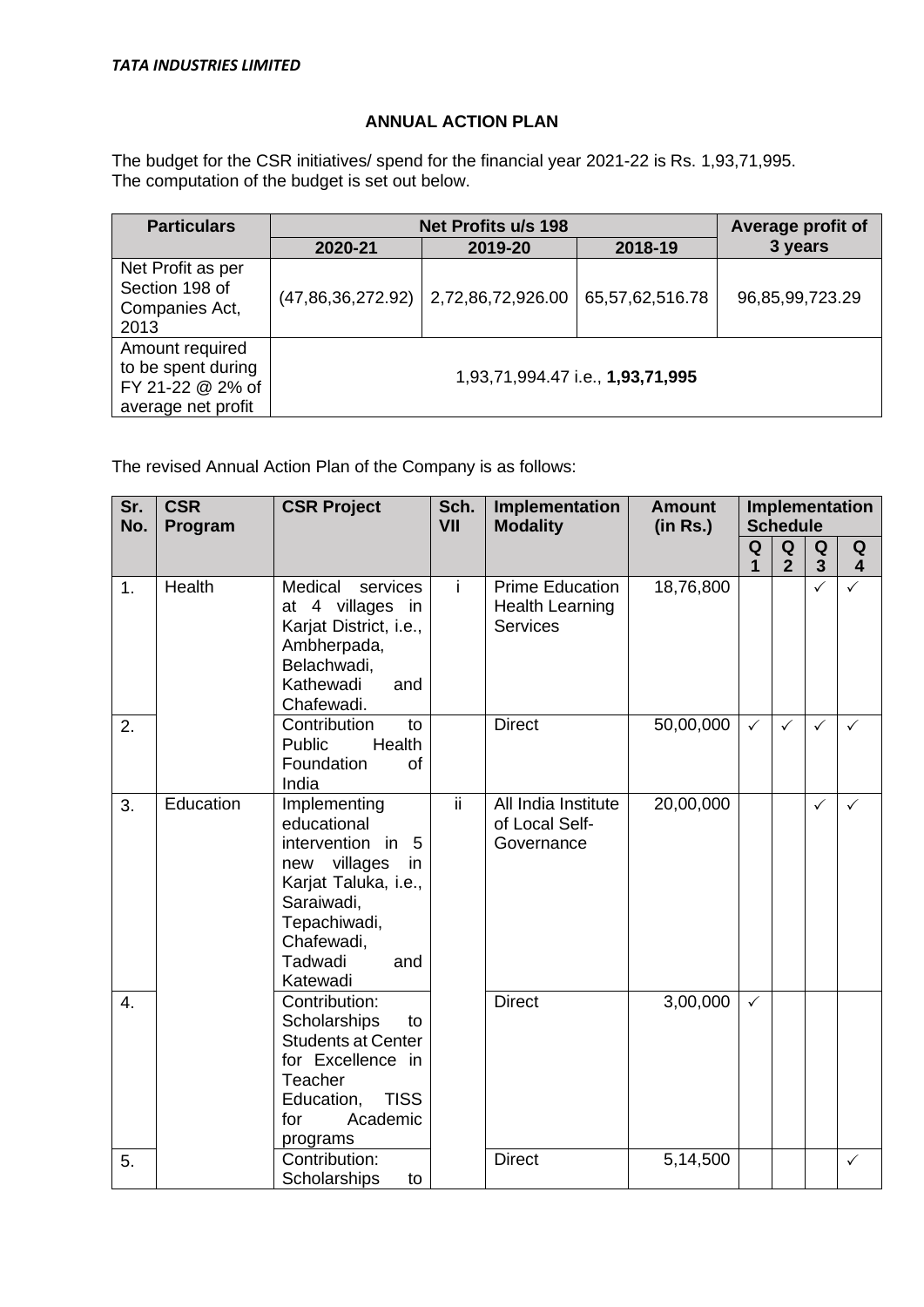*TATA INDUSTRIES LIMITED*

## ANNUAL ACTION PLAN

The budget for the CSR initiatives/ spend for the financial year 2021-22 is Rs. 1,93,71,995.
The computation of the budget is set out below.

| Particulars | Net Profits u/s 198 | | | Average profit of 3 years |
|---|---|---|---|---|
| | 2020-21 | 2019-20 | 2018-19 | |
| Net Profit as per Section 198 of Companies Act, 2013 | (47,86,36,272.92) | 2,72,86,72,926.00 | 65,57,62,516.78 | 96,85,99,723.29 |
| Amount required to be spent during FY 21-22 @ 2% of average net profit | 1,93,71,994.47 i.e., **1,93,71,995** | | | |

The revised Annual Action Plan of the Company is as follows:

| Sr. No. | CSR Program | CSR Project | Sch. VII | Implementation Modality | Amount (in Rs.) | Implementation Schedule | | | |
|---|---|---|---|---|---|---|---|---|---|
| | | | | | | Q 1 | Q 2 | Q 3 | Q 4 |
| 1. | Health | Medical services at 4 villages in Karjat District, i.e., Ambherpada, Belachwadi, Kathewadi and Chafewadi. | i | Prime Education Health Learning Services | 18,76,800 | | | ✓ | ✓ |
| 2. | | Contribution to Public Health Foundation of India | | Direct | 50,00,000 | ✓ | ✓ | ✓ | ✓ |
| 3. | Education | Implementing educational intervention in 5 new villages in Karjat Taluka, i.e., Saraiwadi, Tepachiwadi, Chafewadi, Tadwadi and Katewadi | ii | All India Institute of Local Self-Governance | 20,00,000 | | | ✓ | ✓ |
| 4. | | Contribution: Scholarships to Students at Center for Excellence in Teacher Education, TISS for Academic programs | | Direct | 3,00,000 | ✓ | | | |
| 5. | | Contribution: Scholarships to | | Direct | 5,14,500 | | | | ✓ |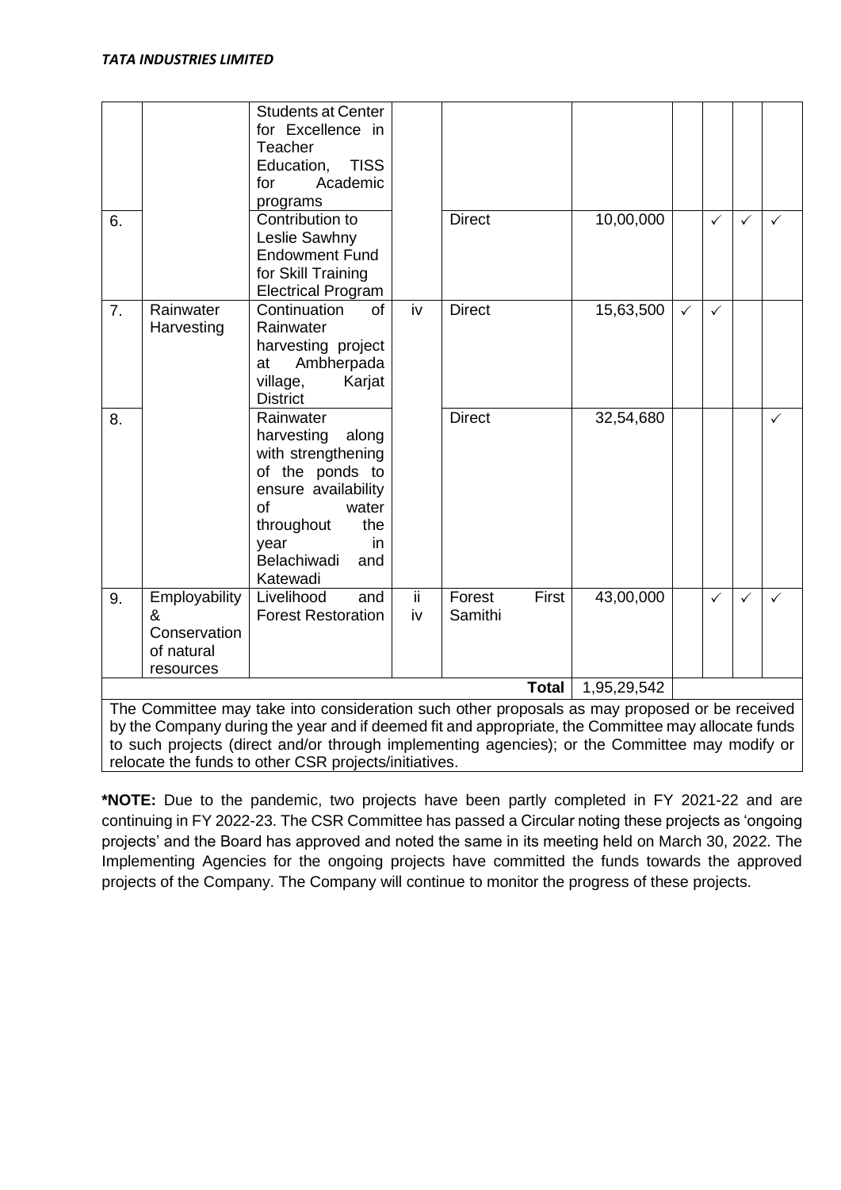| | | | | | | | | | |
|---|---|---|---|---|---|---|---|---|---|
| | | Students at Center for Excellence in Teacher Education, TISS for Academic programs | | | | | | | |
| 6. | | Contribution to Leslie Sawhny Endowment Fund for Skill Training Electrical Program | | Direct | 10,00,000 | | ✓ | ✓ | ✓ |
| 7. | Rainwater Harvesting | Continuation of Rainwater harvesting project at Ambherpada village, Karjat District | iv | Direct | 15,63,500 | ✓ | ✓ | | |
| 8. | | Rainwater harvesting along with strengthening of the ponds to ensure availability of water throughout the year in Belachiwadi and Katewadi | | Direct | 32,54,680 | | | | ✓ |
| 9. | Employability & Conservation of natural resources | Livelihood and Forest Restoration | ii iv | Forest First Samithi | 43,00,000 | | ✓ | ✓ | ✓ |
| | | | | **Total** | 1,95,29,542 | | | | |
| The Committee may take into consideration such other proposals as may proposed or be received by the Company during the year and if deemed fit and appropriate, the Committee may allocate funds to such projects (direct and/or through implementing agencies); or the Committee may modify or relocate the funds to other CSR projects/initiatives. | | | | | | | | | |

**\*NOTE:** Due to the pandemic, two projects have been partly completed in FY 2021-22 and are continuing in FY 2022-23. The CSR Committee has passed a Circular noting these projects as 'ongoing projects' and the Board has approved and noted the same in its meeting held on March 30, 2022. The Implementing Agencies for the ongoing projects have committed the funds towards the approved projects of the Company. The Company will continue to monitor the progress of these projects.